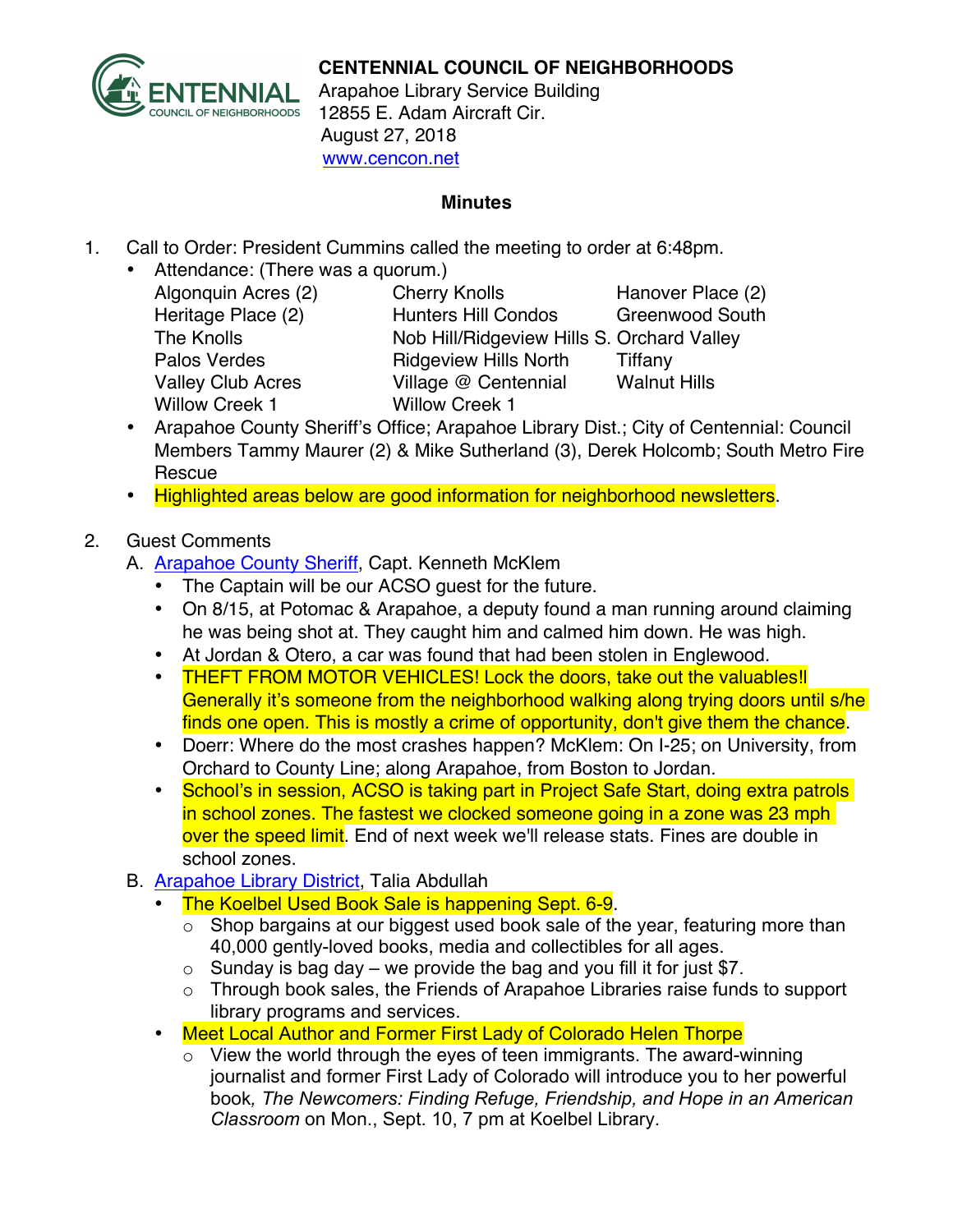**CENTENNIAL COUNCIL OF NEIGHBORHOODS**
Arapahoe Library Service Building
12855 E. Adam Aircraft Cir.
August 27, 2018
[www.cencon.net](http://www.cencon.net)

## Minutes

1. Call to Order: President Cummins called the meeting to order at 6:48pm.
   - Attendance: (There was a quorum.)

     | | | |
     |---|---|---|
     | Algonquin Acres (2) | Cherry Knolls | Hanover Place (2) |
     | Heritage Place (2) | Hunters Hill Condos | Greenwood South |
     | The Knolls | Nob Hill/Ridgeview Hills S. | Orchard Valley |
     | Palos Verdes | Ridgeview Hills North | Tiffany |
     | Valley Club Acres | Village @ Centennial | Walnut Hills |
     | Willow Creek 1 | Willow Creek 1 | |

   - Arapahoe County Sheriff's Office; Arapahoe Library Dist.; City of Centennial: Council Members Tammy Maurer (2) & Mike Sutherland (3), Derek Holcomb; South Metro Fire Rescue
   - Highlighted areas below are good information for neighborhood newsletters.

2. Guest Comments
   A. [Arapahoe County Sheriff](#), Capt. Kenneth McKlem
      - The Captain will be our ACSO guest for the future.
      - On 8/15, at Potomac & Arapahoe, a deputy found a man running around claiming he was being shot at. They caught him and calmed him down. He was high.
      - At Jordan & Otero, a car was found that had been stolen in Englewood.
      - THEFT FROM MOTOR VEHICLES! Lock the doors, take out the valuables!l Generally it's someone from the neighborhood walking along trying doors until s/he finds one open. This is mostly a crime of opportunity, don't give them the chance.
      - Doerr: Where do the most crashes happen? McKlem: On I-25; on University, from Orchard to County Line; along Arapahoe, from Boston to Jordan.
      - School's in session, ACSO is taking part in Project Safe Start, doing extra patrols in school zones. The fastest we clocked someone going in a zone was 23 mph over the speed limit. End of next week we'll release stats. Fines are double in school zones.

   B. [Arapahoe Library District](#), Talia Abdullah
      - The Koelbel Used Book Sale is happening Sept. 6-9.
        - Shop bargains at our biggest used book sale of the year, featuring more than 40,000 gently-loved books, media and collectibles for all ages.
        - Sunday is bag day – we provide the bag and you fill it for just $7.
        - Through book sales, the Friends of Arapahoe Libraries raise funds to support library programs and services.
      - Meet Local Author and Former First Lady of Colorado Helen Thorpe
        - View the world through the eyes of teen immigrants. The award-winning journalist and former First Lady of Colorado will introduce you to her powerful book, *The Newcomers: Finding Refuge, Friendship, and Hope in an American Classroom* on Mon., Sept. 10, 7 pm at Koelbel Library.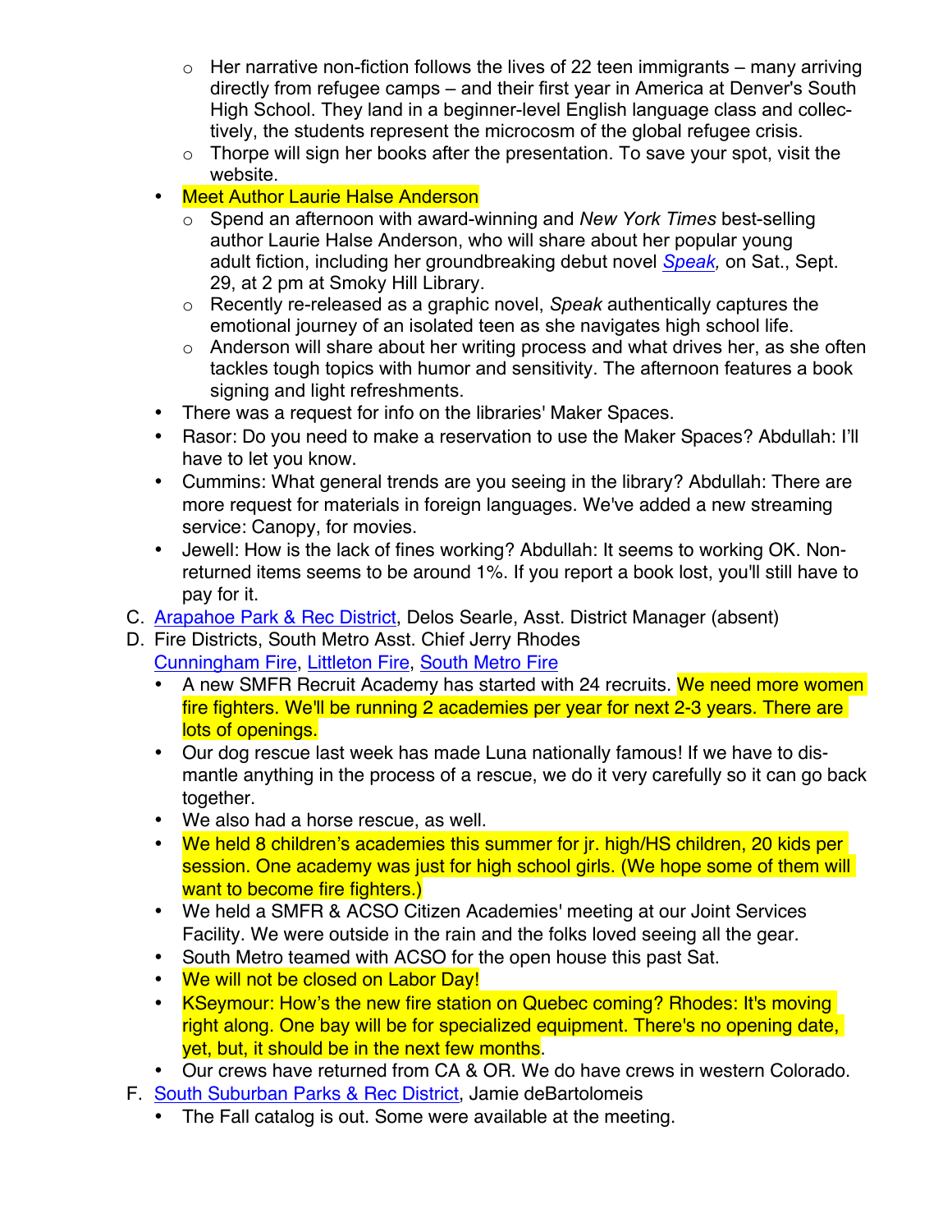- Her narrative non-fiction follows the lives of 22 teen immigrants – many arriving directly from refugee camps – and their first year in America at Denver's South High School. They land in a beginner-level English language class and collectively, the students represent the microcosm of the global refugee crisis.
  - Thorpe will sign her books after the presentation. To save your spot, visit the website.
- Meet Author Laurie Halse Anderson
  - Spend an afternoon with award-winning and *New York Times* best-selling author Laurie Halse Anderson, who will share about her popular young adult fiction, including her groundbreaking debut novel [*Speak*](), on Sat., Sept. 29, at 2 pm at Smoky Hill Library.
  - Recently re-released as a graphic novel, *Speak* authentically captures the emotional journey of an isolated teen as she navigates high school life.
  - Anderson will share about her writing process and what drives her, as she often tackles tough topics with humor and sensitivity. The afternoon features a book signing and light refreshments.
- There was a request for info on the libraries' Maker Spaces.
- Rasor: Do you need to make a reservation to use the Maker Spaces? Abdullah: I'll have to let you know.
- Cummins: What general trends are you seeing in the library? Abdullah: There are more request for materials in foreign languages. We've added a new streaming service: Canopy, for movies.
- Jewell: How is the lack of fines working? Abdullah: It seems to working OK. Non-returned items seems to be around 1%. If you report a book lost, you'll still have to pay for it.

C. [Arapahoe Park & Rec District](), Delos Searle, Asst. District Manager (absent)

D. Fire Districts, South Metro Asst. Chief Jerry Rhodes
[Cunningham Fire](), [Littleton Fire](), [South Metro Fire]()
- A new SMFR Recruit Academy has started with 24 recruits. We need more women fire fighters. We'll be running 2 academies per year for next 2-3 years. There are lots of openings.
- Our dog rescue last week has made Luna nationally famous! If we have to dismantle anything in the process of a rescue, we do it very carefully so it can go back together.
- We also had a horse rescue, as well.
- We held 8 children's academies this summer for jr. high/HS children, 20 kids per session. One academy was just for high school girls. (We hope some of them will want to become fire fighters.)
- We held a SMFR & ACSO Citizen Academies' meeting at our Joint Services Facility. We were outside in the rain and the folks loved seeing all the gear.
- South Metro teamed with ACSO for the open house this past Sat.
- We will not be closed on Labor Day!
- KSeymour: How's the new fire station on Quebec coming? Rhodes: It's moving right along. One bay will be for specialized equipment. There's no opening date, yet, but, it should be in the next few months.
- Our crews have returned from CA & OR. We do have crews in western Colorado.

F. [South Suburban Parks & Rec District](), Jamie deBartolomeis
- The Fall catalog is out. Some were available at the meeting.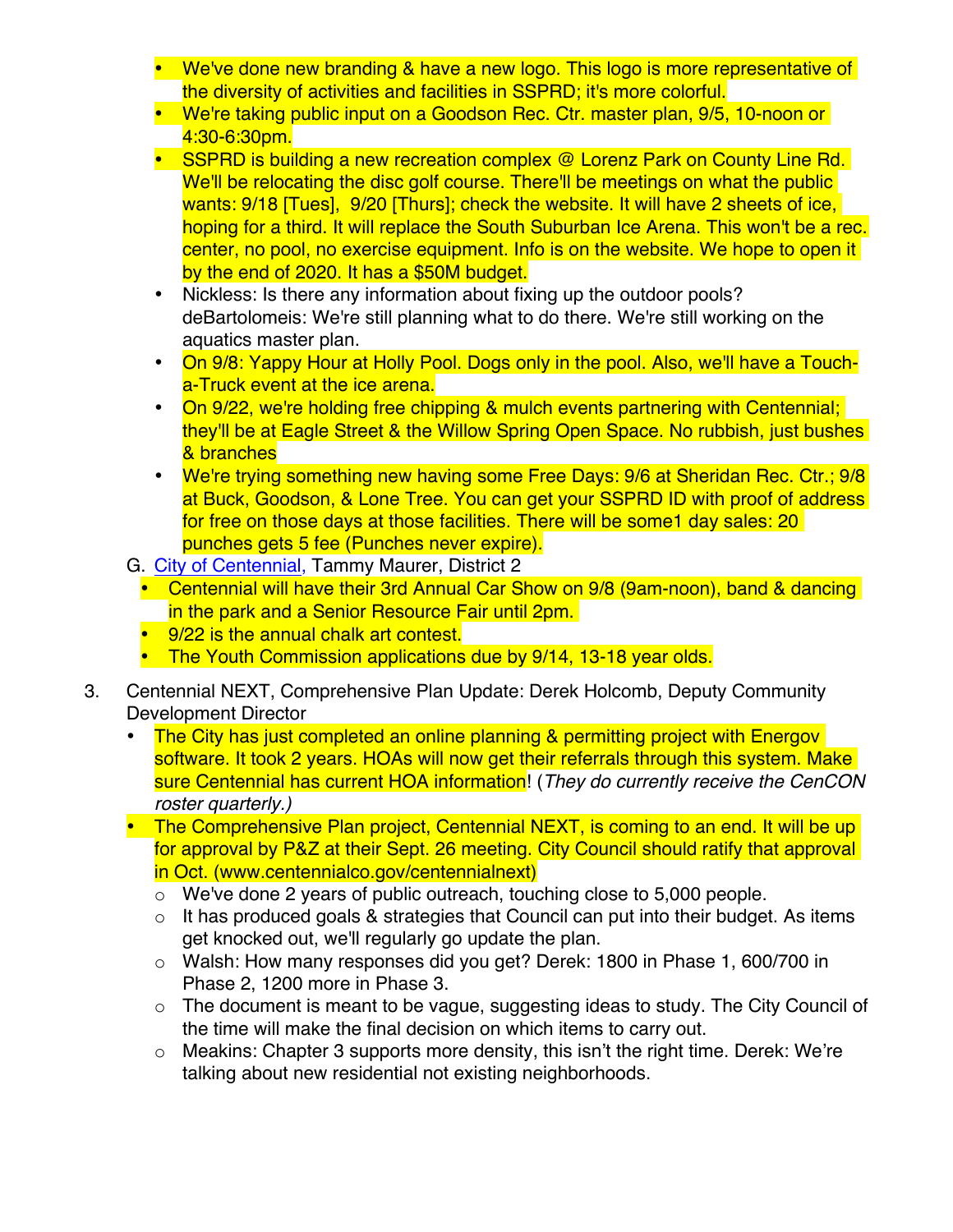- We've done new branding & have a new logo. This logo is more representative of the diversity of activities and facilities in SSPRD; it's more colorful.
- We're taking public input on a Goodson Rec. Ctr. master plan, 9/5, 10-noon or 4:30-6:30pm.
- SSPRD is building a new recreation complex @ Lorenz Park on County Line Rd. We'll be relocating the disc golf course. There'll be meetings on what the public wants: 9/18 [Tues], 9/20 [Thurs]; check the website. It will have 2 sheets of ice, hoping for a third. It will replace the South Suburban Ice Arena. This won't be a rec. center, no pool, no exercise equipment. Info is on the website. We hope to open it by the end of 2020. It has a $50M budget.
- Nickless: Is there any information about fixing up the outdoor pools? deBartolomeis: We're still planning what to do there. We're still working on the aquatics master plan.
- On 9/8: Yappy Hour at Holly Pool. Dogs only in the pool. Also, we'll have a Touch-a-Truck event at the ice arena.
- On 9/22, we're holding free chipping & mulch events partnering with Centennial; they'll be at Eagle Street & the Willow Spring Open Space. No rubbish, just bushes & branches
- We're trying something new having some Free Days: 9/6 at Sheridan Rec. Ctr.; 9/8 at Buck, Goodson, & Lone Tree. You can get your SSPRD ID with proof of address for free on those days at those facilities. There will be some1 day sales: 20 punches gets 5 fee (Punches never expire).

G. City of Centennial, Tammy Maurer, District 2

- Centennial will have their 3rd Annual Car Show on 9/8 (9am-noon), band & dancing in the park and a Senior Resource Fair until 2pm.
- 9/22 is the annual chalk art contest.
- The Youth Commission applications due by 9/14, 13-18 year olds.

3. Centennial NEXT, Comprehensive Plan Update: Derek Holcomb, Deputy Community Development Director
   - The City has just completed an online planning & permitting project with Energov software. It took 2 years. HOAs will now get their referrals through this system. Make sure Centennial has current HOA information! (*They do currently receive the CenCON roster quarterly.)*
   - The Comprehensive Plan project, Centennial NEXT, is coming to an end. It will be up for approval by P&Z at their Sept. 26 meeting. City Council should ratify that approval in Oct. (www.centennialco.gov/centennialnext)
     - We've done 2 years of public outreach, touching close to 5,000 people.
     - It has produced goals & strategies that Council can put into their budget. As items get knocked out, we'll regularly go update the plan.
     - Walsh: How many responses did you get? Derek: 1800 in Phase 1, 600/700 in Phase 2, 1200 more in Phase 3.
     - The document is meant to be vague, suggesting ideas to study. The City Council of the time will make the final decision on which items to carry out.
     - Meakins: Chapter 3 supports more density, this isn't the right time. Derek: We're talking about new residential not existing neighborhoods.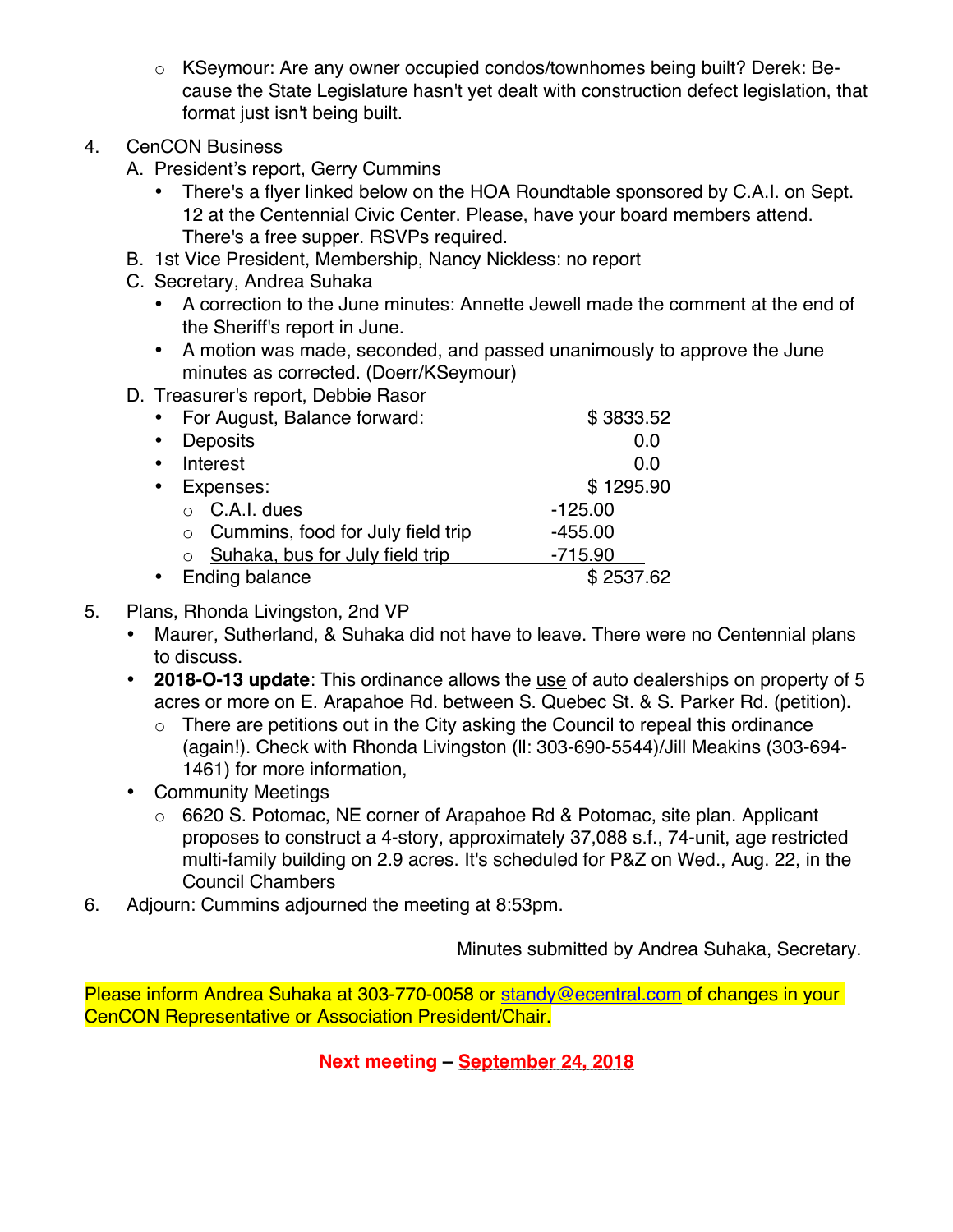- KSeymour: Are any owner occupied condos/townhomes being built? Derek: Because the State Legislature hasn't yet dealt with construction defect legislation, that format just isn't being built.

4. CenCON Business
   A. President's report, Gerry Cummins
      - There's a flyer linked below on the HOA Roundtable sponsored by C.A.I. on Sept. 12 at the Centennial Civic Center. Please, have your board members attend. There's a free supper. RSVPs required.
   B. 1st Vice President, Membership, Nancy Nickless: no report
   C. Secretary, Andrea Suhaka
      - A correction to the June minutes: Annette Jewell made the comment at the end of the Sheriff's report in June.
      - A motion was made, seconded, and passed unanimously to approve the June minutes as corrected. (Doerr/KSeymour)
   D. Treasurer's report, Debbie Rasor

| | | |
|---|---|---|
| • For August, Balance forward: | | $ 3833.52 |
| • Deposits | | 0.0 |
| • Interest | | 0.0 |
| • Expenses: | | $ 1295.90 |
| ○ C.A.I. dues | -125.00 | |
| ○ Cummins, food for July field trip | -455.00 | |
| ○ Suhaka, bus for July field trip | -715.90 | |
| • Ending balance | | $ 2537.62 |

5. Plans, Rhonda Livingston, 2nd VP
   - Maurer, Sutherland, & Suhaka did not have to leave. There were no Centennial plans to discuss.
   - **2018-O-13 update**: This ordinance allows the use of auto dealerships on property of 5 acres or more on E. Arapahoe Rd. between S. Quebec St. & S. Parker Rd. (petition)**.**
     - There are petitions out in the City asking the Council to repeal this ordinance (again!). Check with Rhonda Livingston (ll: 303-690-5544)/Jill Meakins (303-694-1461) for more information,
   - Community Meetings
     - 6620 S. Potomac, NE corner of Arapahoe Rd & Potomac, site plan. Applicant proposes to construct a 4-story, approximately 37,088 s.f., 74-unit, age restricted multi-family building on 2.9 acres. It's scheduled for P&Z on Wed., Aug. 22, in the Council Chambers
6. Adjourn: Cummins adjourned the meeting at 8:53pm.

Minutes submitted by Andrea Suhaka, Secretary.

Please inform Andrea Suhaka at 303-770-0058 or standy@ecentral.com of changes in your CenCON Representative or Association President/Chair.

**Next meeting – September 24, 2018**